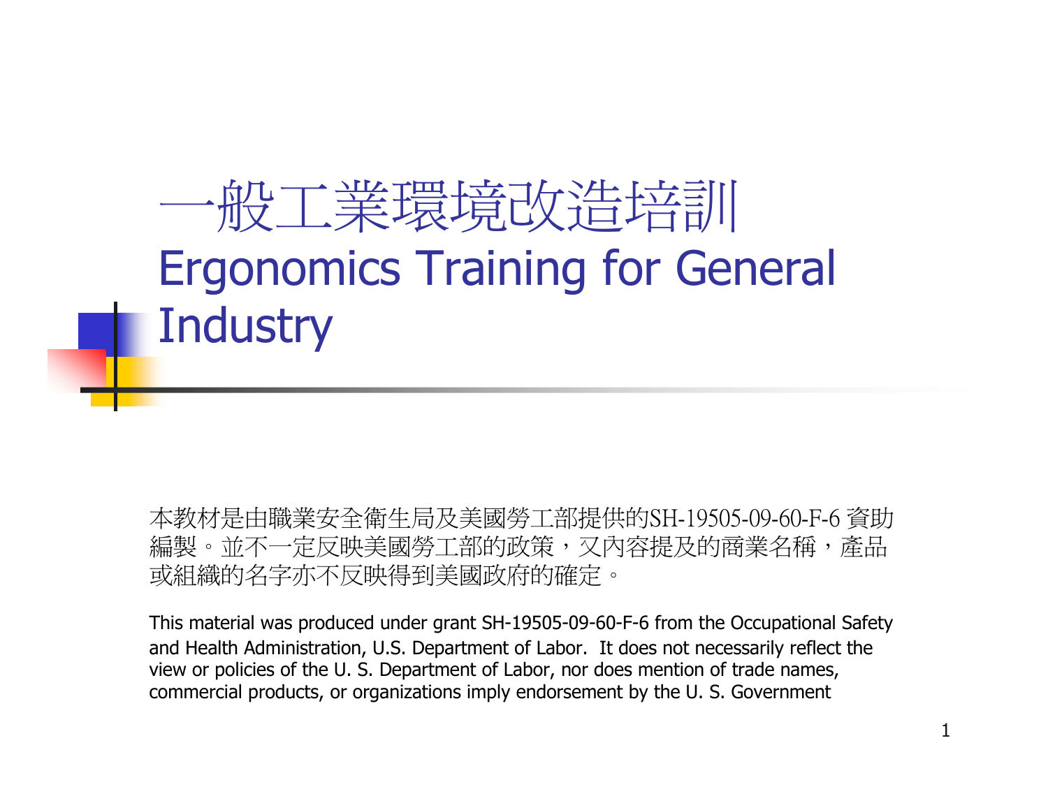# 一般工業環境改造培訓
# Ergonomics Training for General Industry

本教材是由職業安全衛生局及美國勞工部提供的SH-19505-09-60-F-6 資助編製。並不一定反映美國勞工部的政策，又內容提及的商業名稱，產品或組織的名字亦不反映得到美國政府的確定。

This material was produced under grant SH-19505-09-60-F-6 from the Occupational Safety and Health Administration, U.S. Department of Labor. It does not necessarily reflect the view or policies of the U. S. Department of Labor, nor does mention of trade names, commercial products, or organizations imply endorsement by the U. S. Government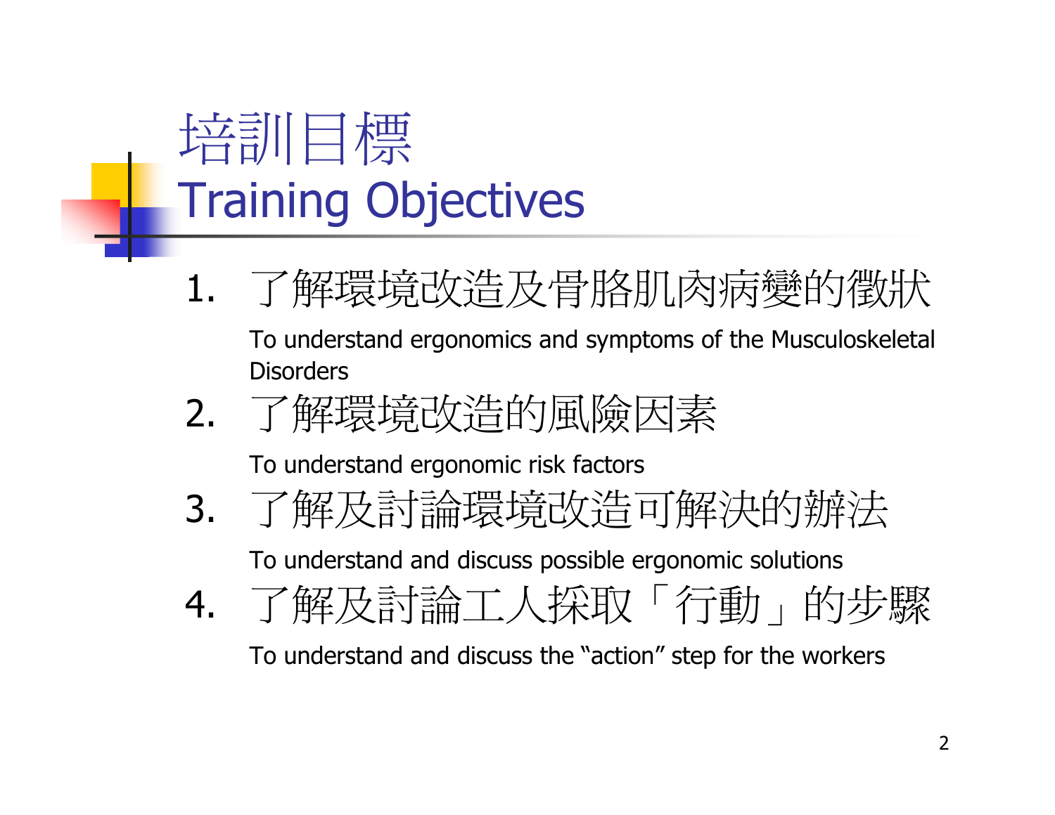# 培訓目標
# Training Objectives

1. 了解環境改造及骨胳肌肉病變的徵狀

   To understand ergonomics and symptoms of the Musculoskeletal Disorders

2. 了解環境改造的風險因素

   To understand ergonomic risk factors

3. 了解及討論環境改造可解決的辦法

   To understand and discuss possible ergonomic solutions

4. 了解及討論工人採取「行動」的步驟

   To understand and discuss the “action” step for the workers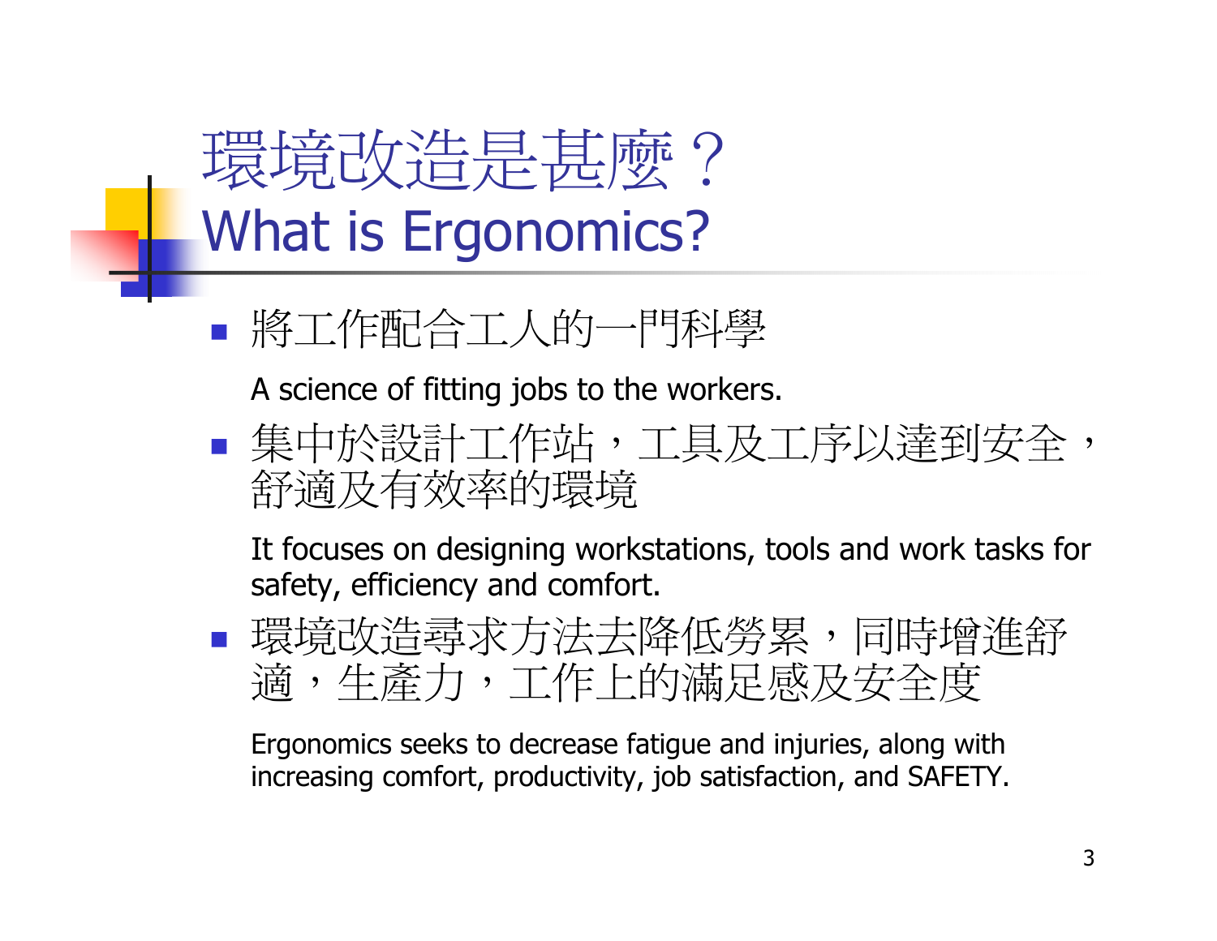# 環境改造是甚麼？
# What is Ergonomics?

- 將工作配合工人的一門科學

  A science of fitting jobs to the workers.

- 集中於設計工作站，工具及工序以達到安全，舒適及有效率的環境

  It focuses on designing workstations, tools and work tasks for safety, efficiency and comfort.

- 環境改造尋求方法去降低勞累，同時增進舒適，生產力，工作上的滿足感及安全度

  Ergonomics seeks to decrease fatigue and injuries, along with increasing comfort, productivity, job satisfaction, and SAFETY.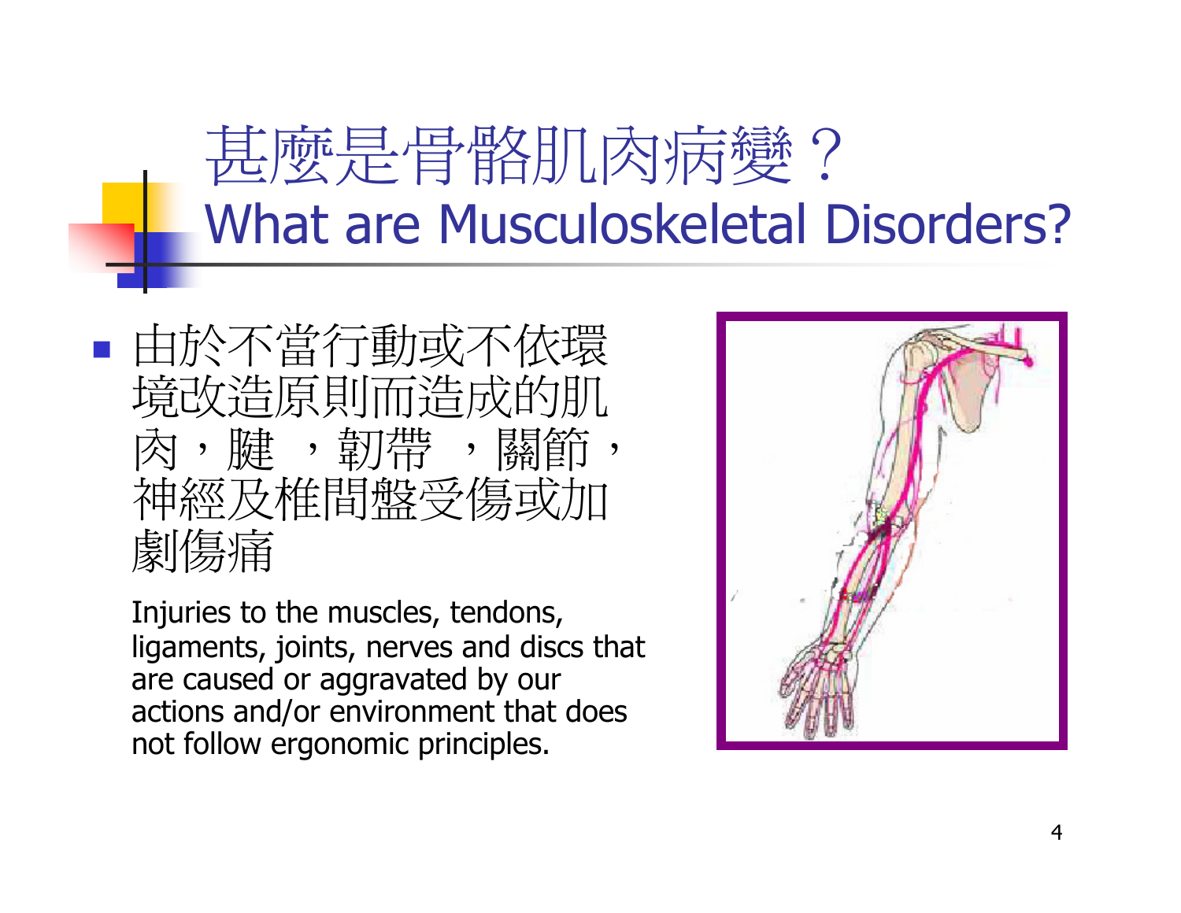# 甚麼是骨骼肌肉病變？
# What are Musculoskeletal Disorders?

- 由於不當行動或不依環境改造原則而造成的肌肉，腱 ，韌帶 ，關節，神經及椎間盤受傷或加劇傷痛

  Injuries to the muscles, tendons, ligaments, joints, nerves and discs that are caused or aggravated by our actions and/or environment that does not follow ergonomic principles.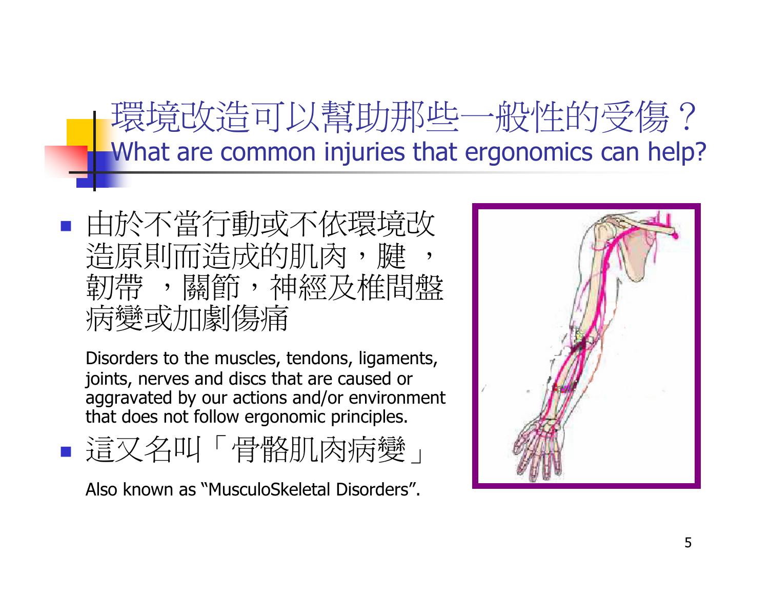# 環境改造可以幫助那些一般性的受傷？
## What are common injuries that ergonomics can help?

- 由於不當行動或不依環境改造原則而造成的肌肉，腱 ，韌帶 ，關節，神經及椎間盤病變或加劇傷痛

  Disorders to the muscles, tendons, ligaments, joints, nerves and discs that are caused or aggravated by our actions and/or environment that does not follow ergonomic principles.

- 這又名叫「骨骼肌肉病變」

  Also known as "MusculoSkeletal Disorders".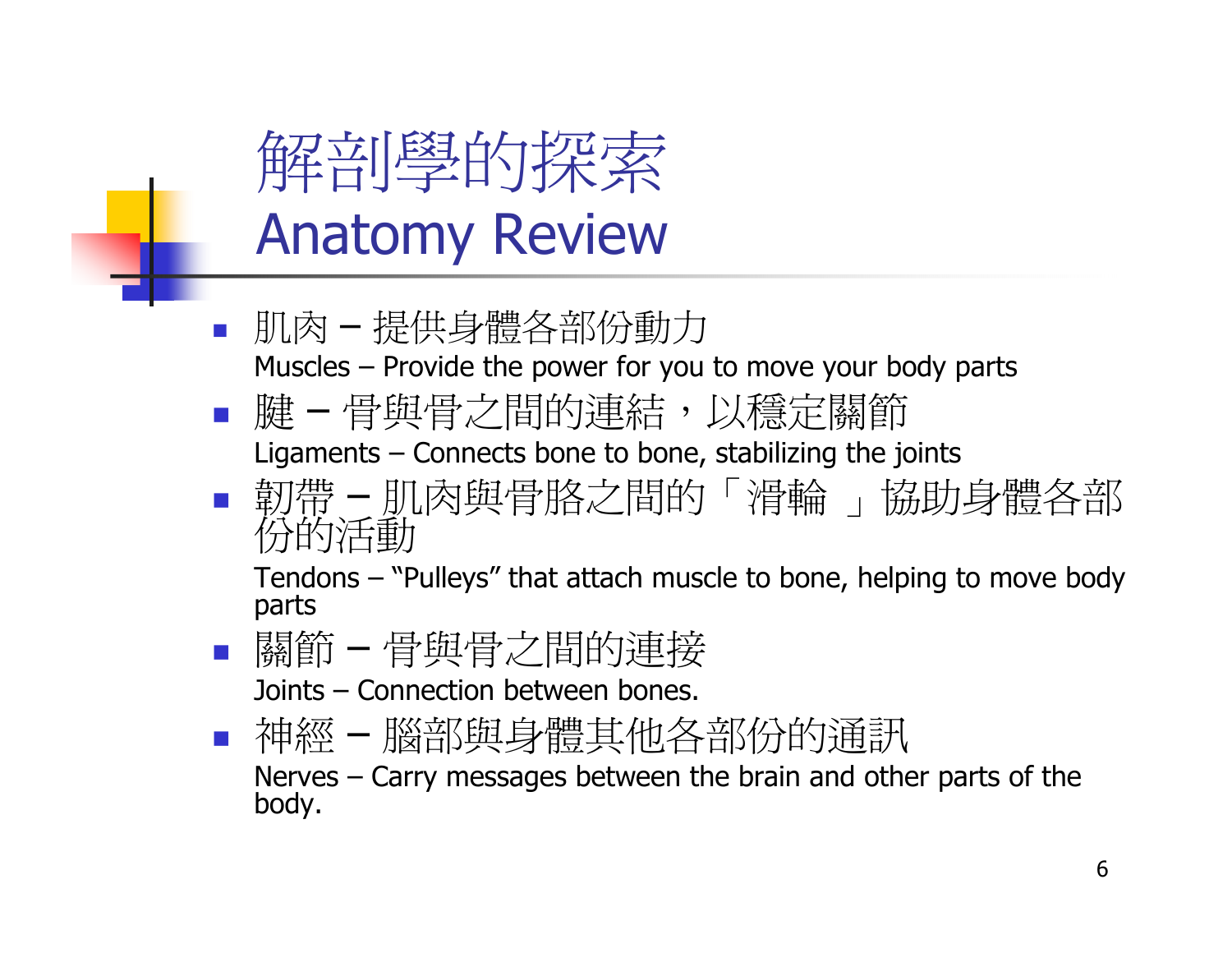# 解剖學的探索
# Anatomy Review

- 肌肉 – 提供身體各部份動力
  Muscles – Provide the power for you to move your body parts
- 腱 – 骨與骨之間的連結，以穩定關節
  Ligaments – Connects bone to bone, stabilizing the joints
- 韌帶 – 肌肉與骨胳之間的「滑輪 」協助身體各部份的活動
  Tendons – "Pulleys" that attach muscle to bone, helping to move body parts
- 關節 – 骨與骨之間的連接
  Joints – Connection between bones.
- 神經 – 腦部與身體其他各部份的通訊
  Nerves – Carry messages between the brain and other parts of the body.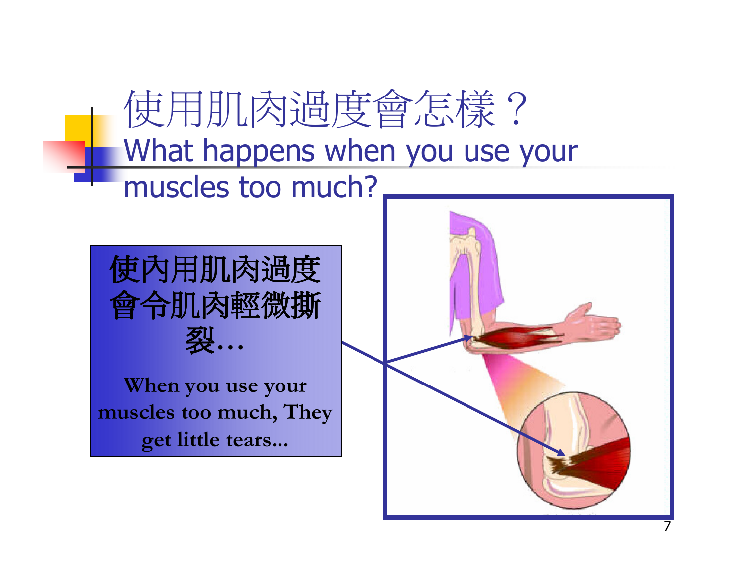# 使用肌肉過度會怎樣？
# What happens when you use your muscles too much?

使內用肌肉過度會令肌肉輕微撕裂…

When you use your muscles too much, They get little tears...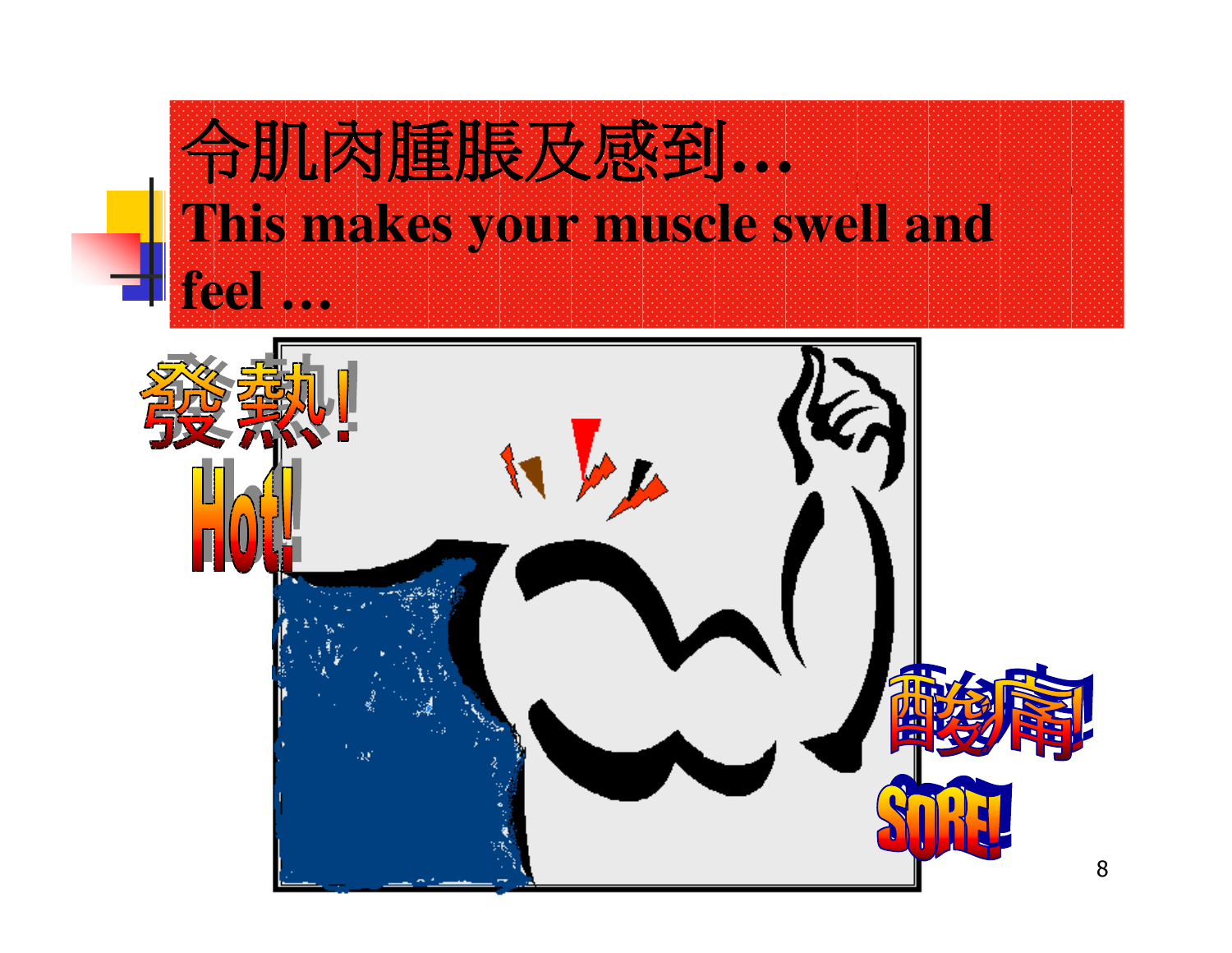# 令肌肉腫脹及感到…

# This makes your muscle swell and feel …

發熱!

Hot!

酸痛!

SORE!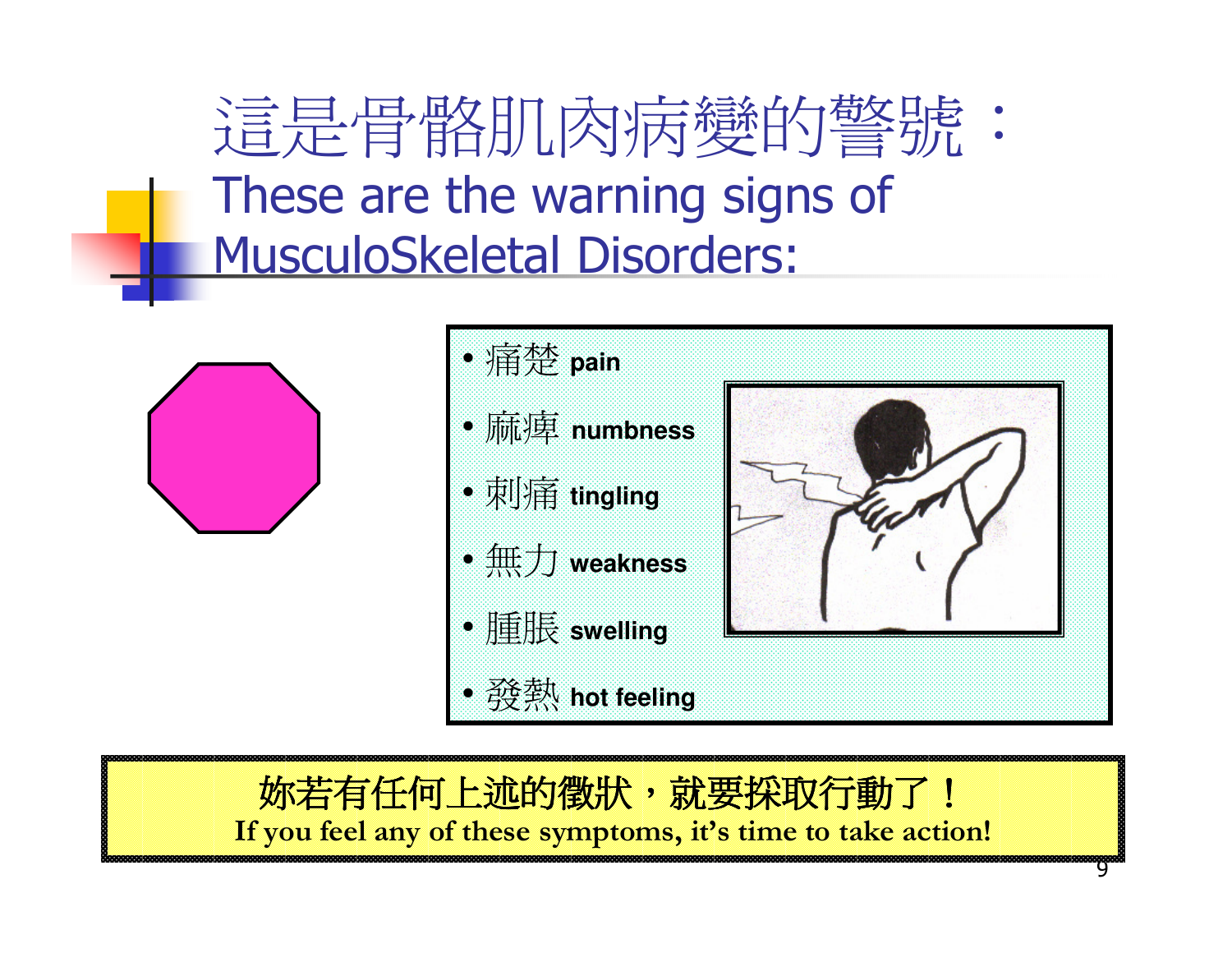# 這是骨骼肌肉病變的警號：
# These are the warning signs of MusculoSkeletal Disorders:

- 痛楚 **pain**
- 痳痺 **numbness**
- 刺痛 **tingling**
- 無力 **weakness**
- 腫脹 **swelling**
- 發熱 **hot feeling**

**妳若有任何上述的徵狀，就要採取行動了！**
**If you feel any of these symptoms, it's time to take action!**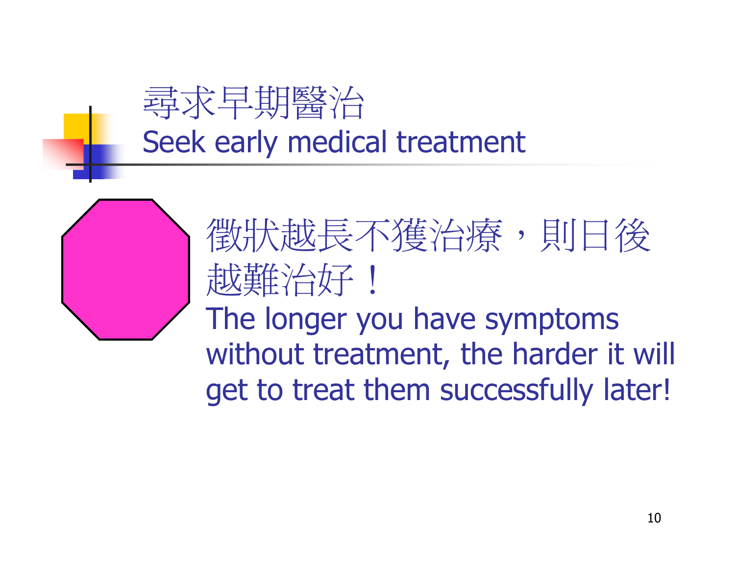# 尋求早期醫治
# Seek early medical treatment

徵狀越長不獲治療，則日後越難治好！

The longer you have symptoms without treatment, the harder it will get to treat them successfully later!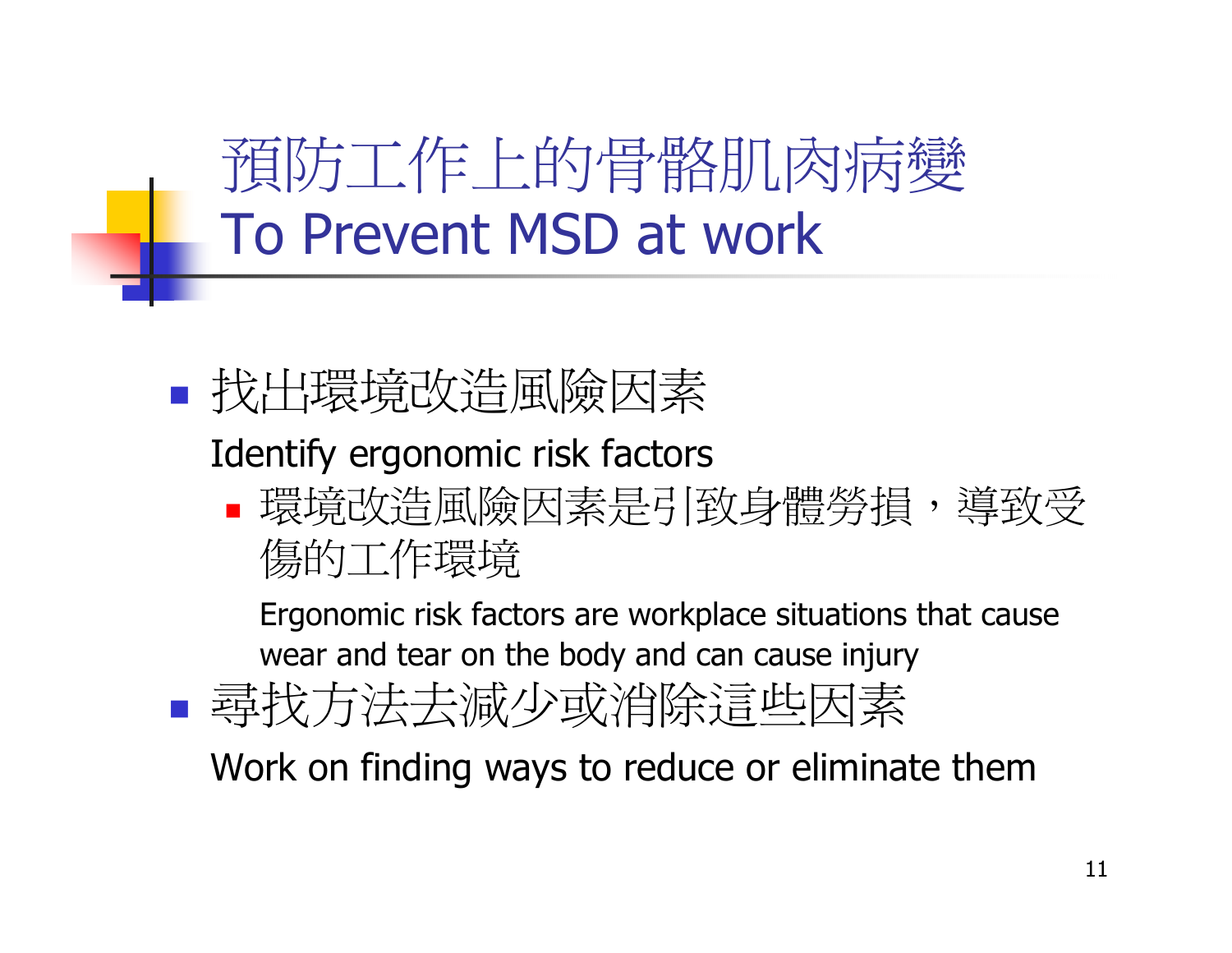# 預防工作上的骨骼肌肉病變
# To Prevent MSD at work

- 找出環境改造風險因素

  Identify ergonomic risk factors

  - 環境改造風險因素是引致身體勞損，導致受傷的工作環境

    Ergonomic risk factors are workplace situations that cause wear and tear on the body and can cause injury

- 尋找方法去減少或消除這些因素

  Work on finding ways to reduce or eliminate them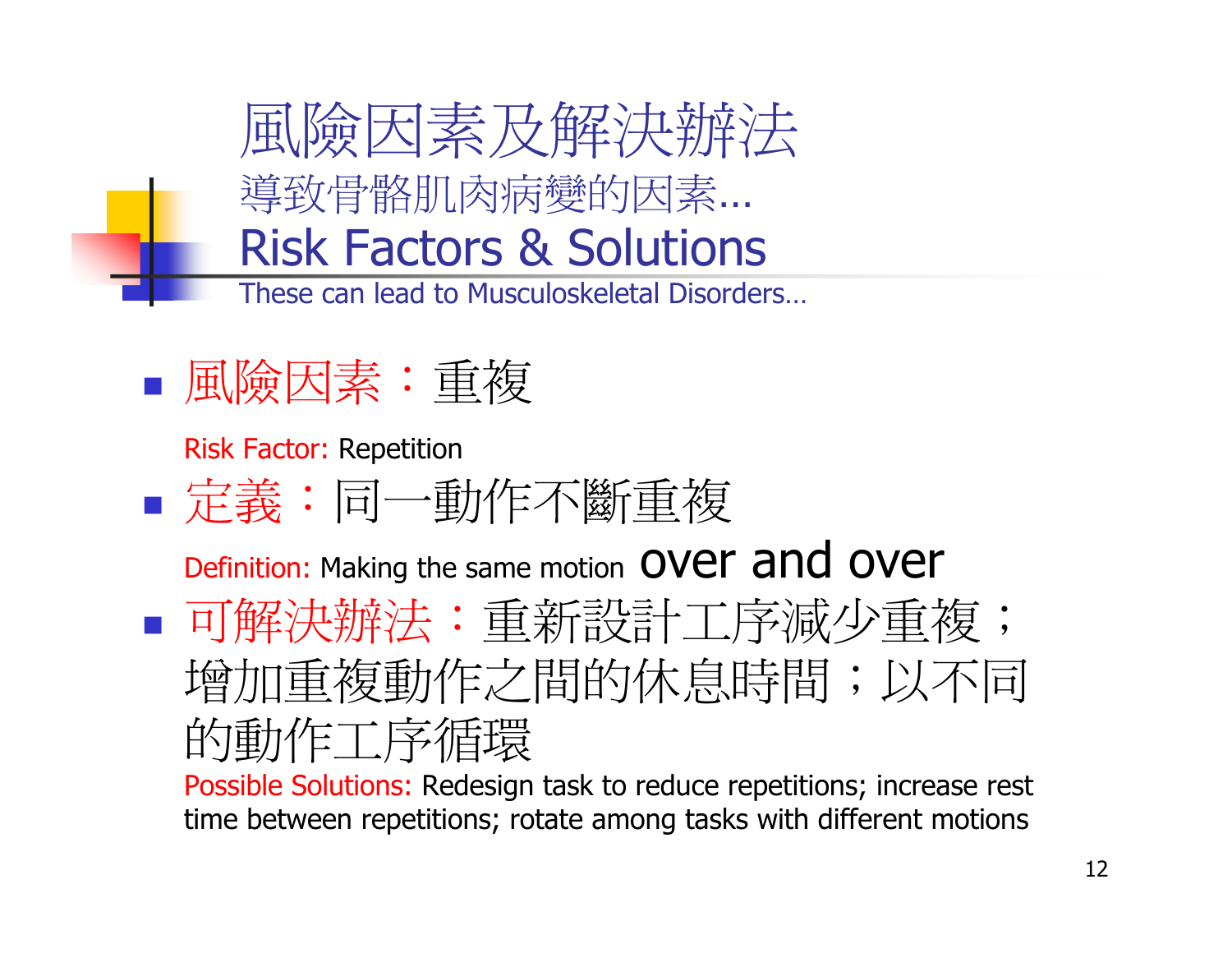# 風險因素及解決辦法

導致骨骼肌肉病變的因素…

# Risk Factors & Solutions

These can lead to Musculoskeletal Disorders…

- 風險因素：重複

  Risk Factor: Repetition

- 定義：同一動作不斷重複

  Definition: Making the same motion over and over

- 可解決辦法：重新設計工序減少重複；增加重複動作之間的休息時間；以不同的動作工序循環

  Possible Solutions: Redesign task to reduce repetitions; increase rest time between repetitions; rotate among tasks with different motions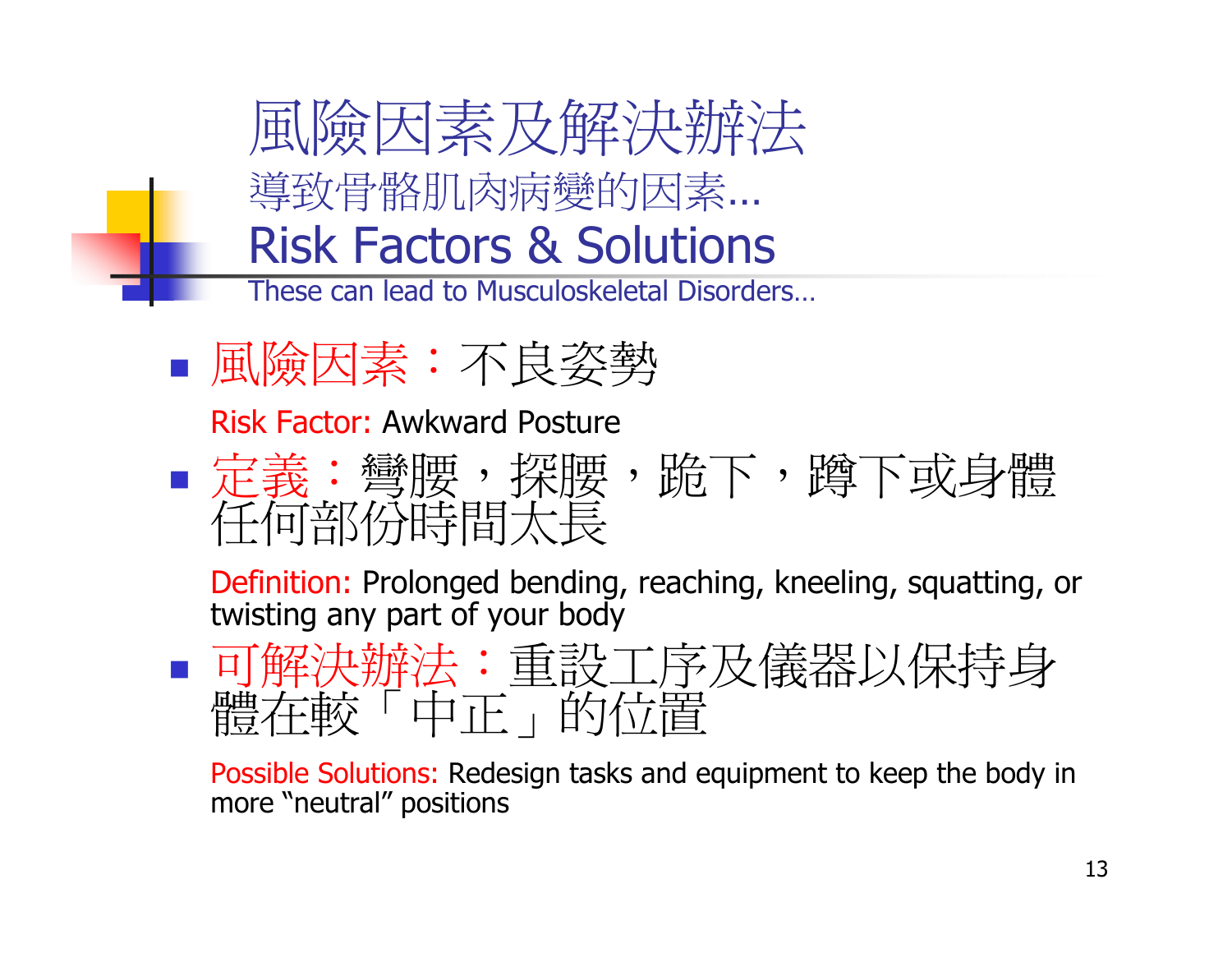# 風險因素及解決辦法

## 導致骨骼肌肉病變的因素...

# Risk Factors & Solutions

## These can lead to Musculoskeletal Disorders...

- 風險因素：不良姿勢

  Risk Factor: Awkward Posture

- 定義：彎腰，探腰，跪下，蹲下或身體任何部份時間太長

  Definition: Prolonged bending, reaching, kneeling, squatting, or twisting any part of your body

- 可解決辦法：重設工序及儀器以保持身體在較「中正」的位置

  Possible Solutions: Redesign tasks and equipment to keep the body in more "neutral" positions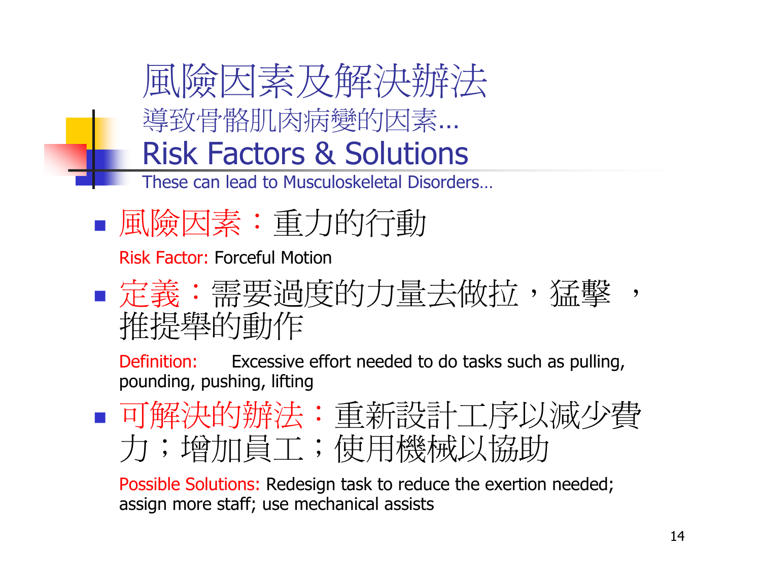# 風險因素及解決辦法

## 導致骨骼肌肉病變的因素...

# Risk Factors & Solutions

## These can lead to Musculoskeletal Disorders…

- 風險因素：重力的行動

  Risk Factor: Forceful Motion

- 定義：需要過度的力量去做拉，猛擊 ，推提舉的動作

  Definition: Excessive effort needed to do tasks such as pulling, pounding, pushing, lifting

- 可解決的辦法：重新設計工序以減少費力；增加員工；使用機械以協助

  Possible Solutions: Redesign task to reduce the exertion needed; assign more staff; use mechanical assists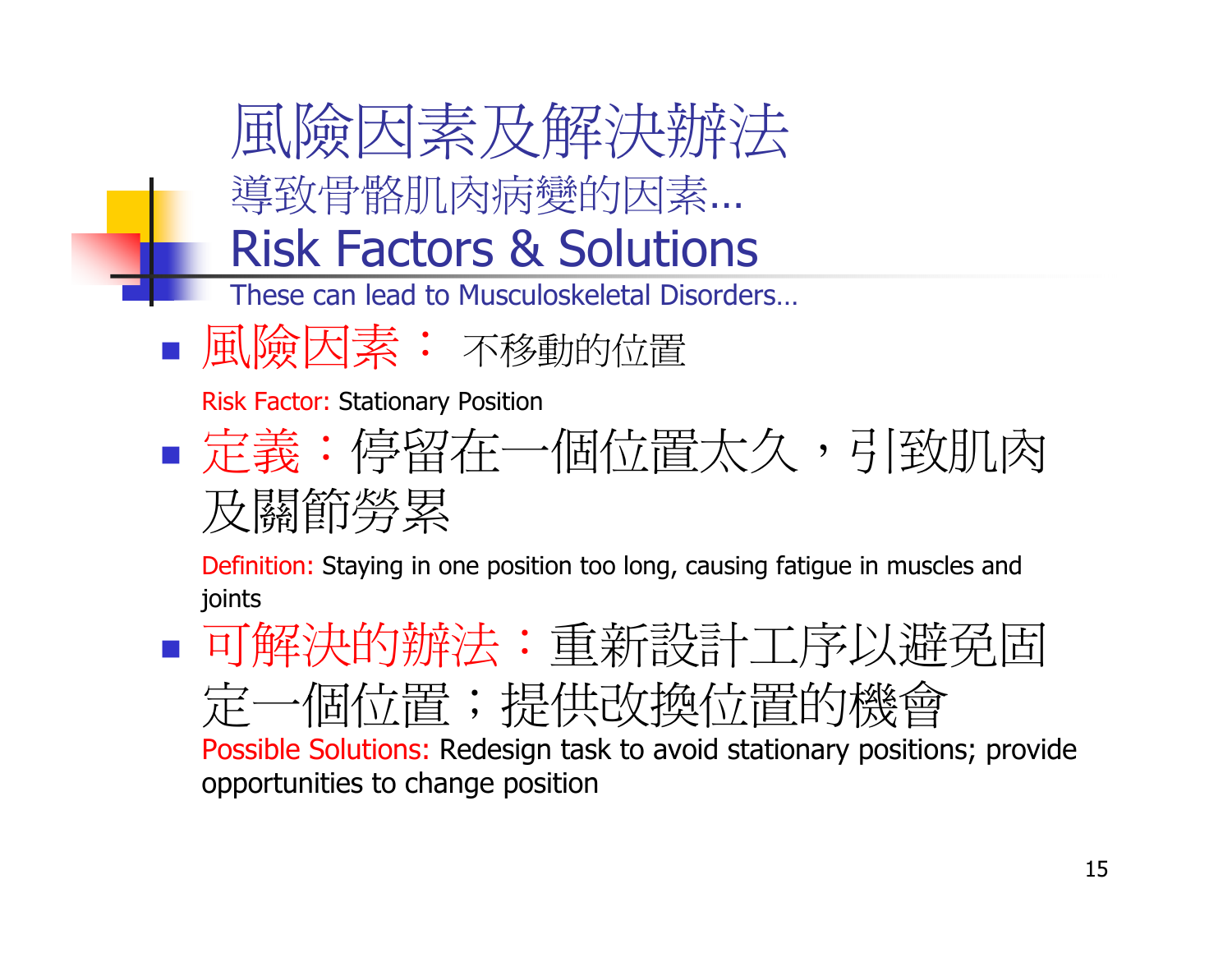# 風險因素及解決辦法

導致骨骼肌肉病變的因素…

# Risk Factors & Solutions

These can lead to Musculoskeletal Disorders…

- 風險因素： 不移動的位置

  Risk Factor: Stationary Position

- 定義：停留在一個位置太久，引致肌肉及關節勞累

  Definition: Staying in one position too long, causing fatigue in muscles and joints

- 可解決的辦法：重新設計工序以避免固定一個位置；提供改換位置的機會

  Possible Solutions: Redesign task to avoid stationary positions; provide opportunities to change position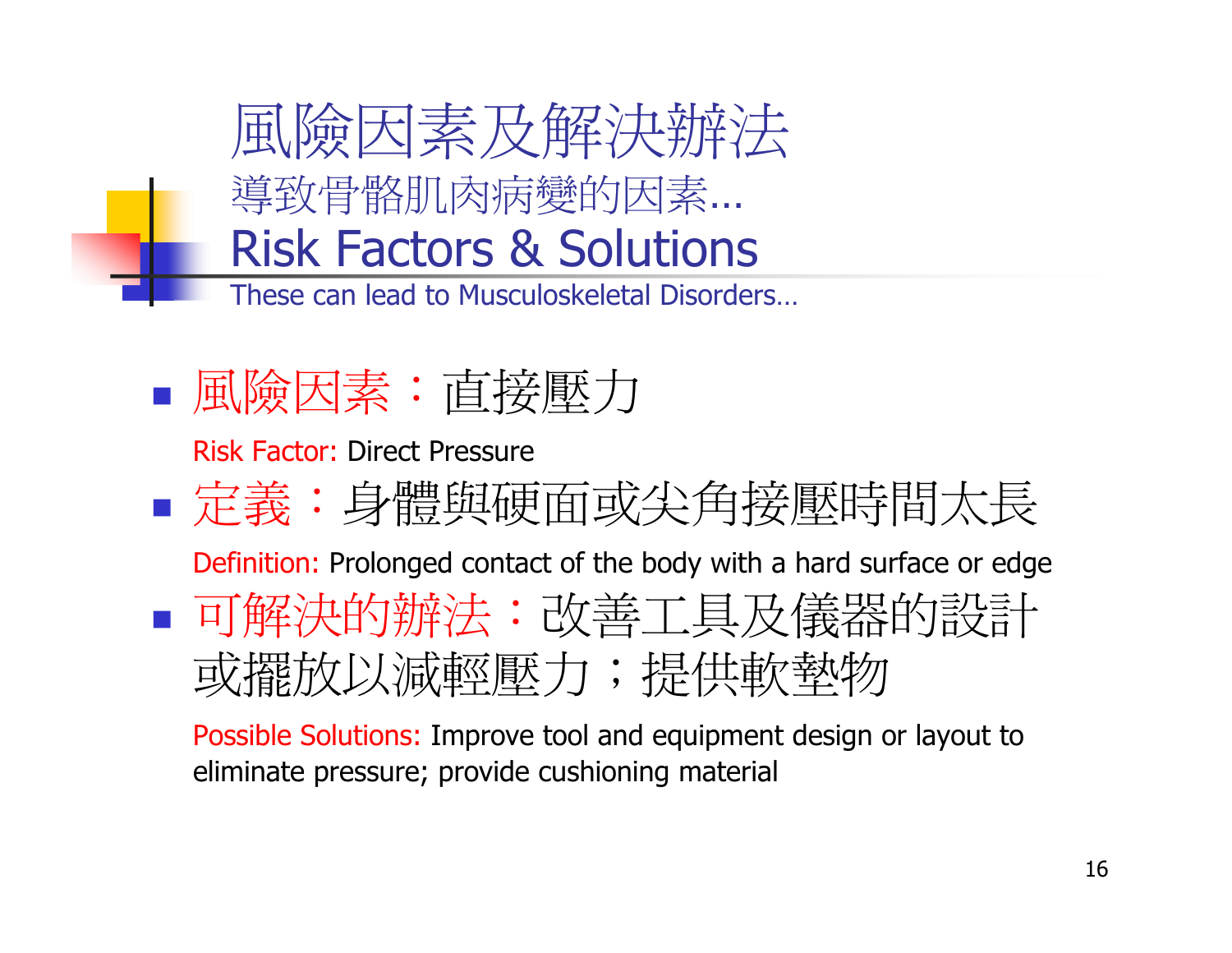# 風險因素及解決辦法

導致骨骼肌肉病變的因素…

# Risk Factors & Solutions

These can lead to Musculoskeletal Disorders…

- 風險因素：直接壓力

  Risk Factor: Direct Pressure

- 定義：身體與硬面或尖角接壓時間太長

  Definition: Prolonged contact of the body with a hard surface or edge

- 可解決的辦法：改善工具及儀器的設計或擺放以減輕壓力；提供軟墊物

  Possible Solutions: Improve tool and equipment design or layout to eliminate pressure; provide cushioning material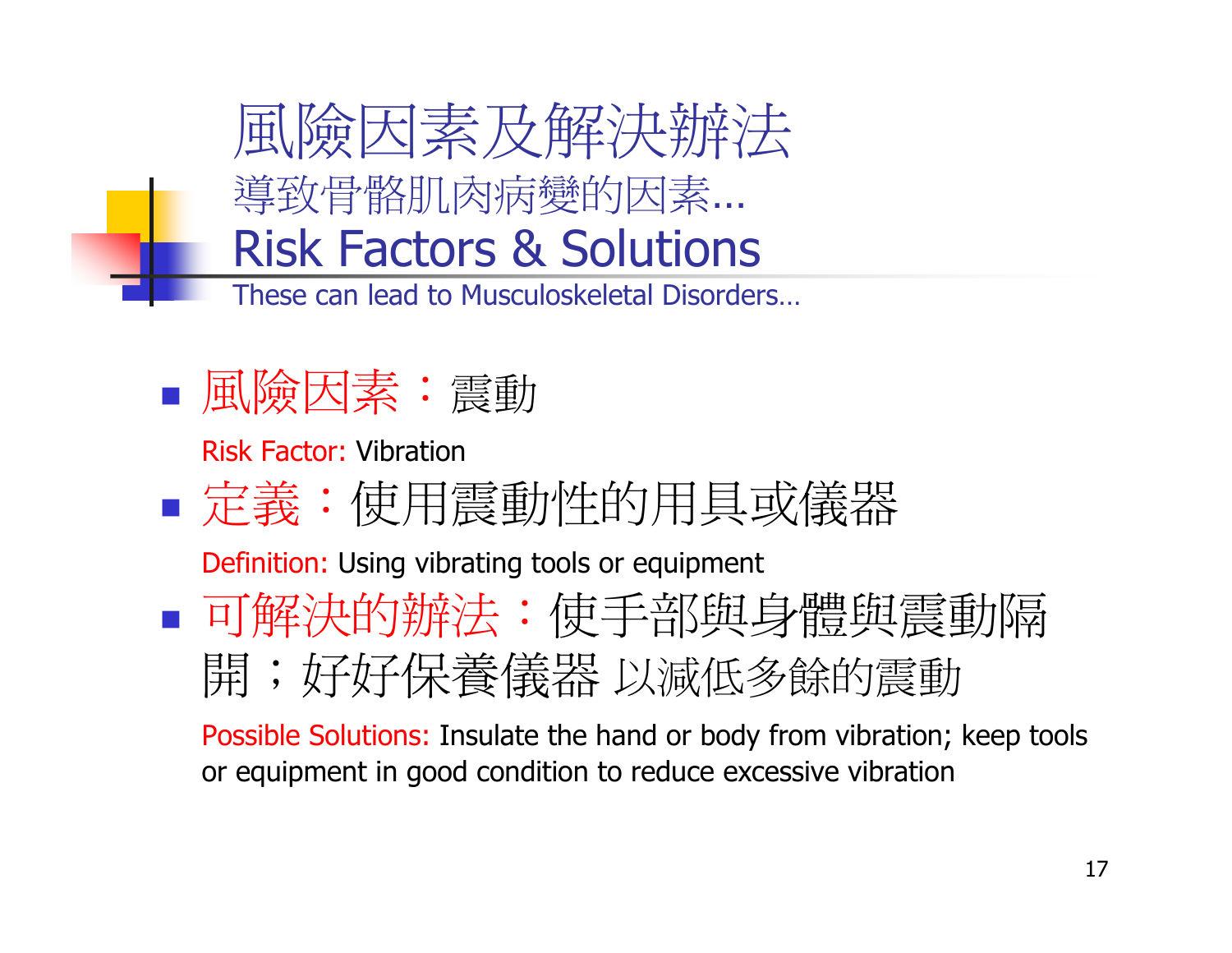# 風險因素及解決辦法

## 導致骨骼肌肉病變的因素...

# Risk Factors & Solutions

## These can lead to Musculoskeletal Disorders...

- 風險因素：震動

  Risk Factor: Vibration

- 定義：使用震動性的用具或儀器

  Definition: Using vibrating tools or equipment

- 可解決的辦法：使手部與身體與震動隔開；好好保養儀器 以減低多餘的震動

  Possible Solutions: Insulate the hand or body from vibration; keep tools or equipment in good condition to reduce excessive vibration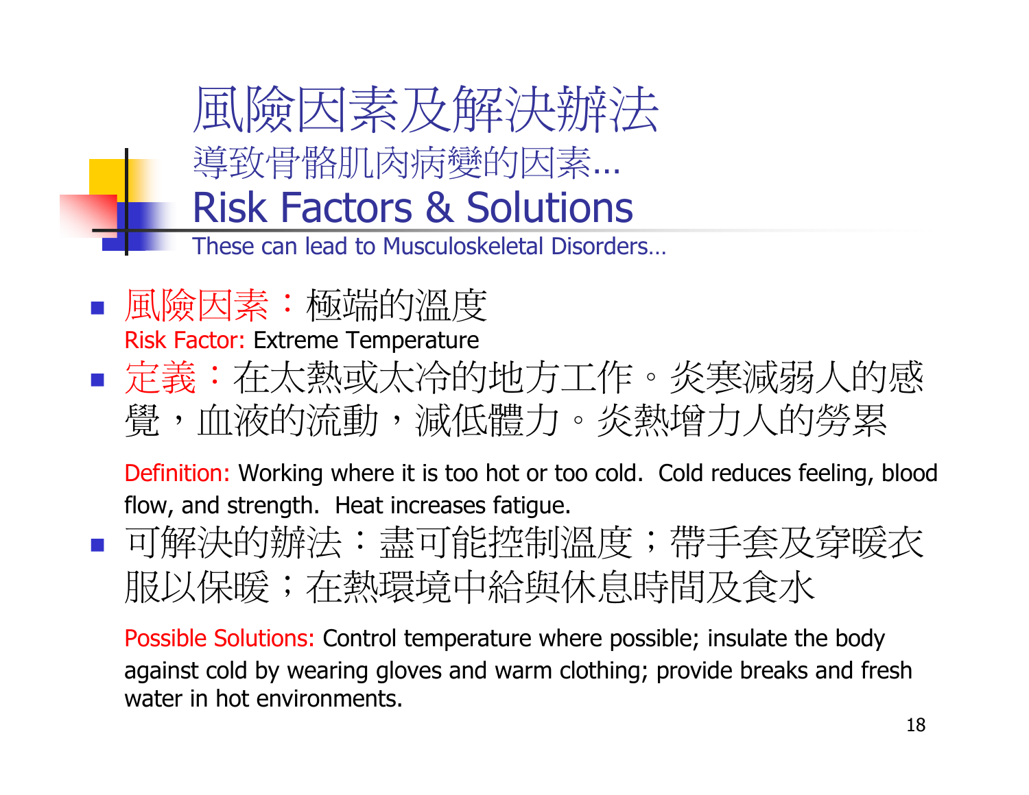# 風險因素及解決辦法

## 導致骨骼肌肉病變的因素...

# Risk Factors & Solutions

## These can lead to Musculoskeletal Disorders…

- 風險因素：極端的溫度
  
  Risk Factor: Extreme Temperature

- 定義：在太熱或太冷的地方工作。炎寒減弱人的感覺，血液的流動，減低體力。炎熱增力人的勞累
  
  Definition: Working where it is too hot or too cold. Cold reduces feeling, blood flow, and strength. Heat increases fatigue.

- 可解決的辦法：盡可能控制溫度；帶手套及穿暖衣服以保暖；在熱環境中給與休息時間及食水
  
  Possible Solutions: Control temperature where possible; insulate the body against cold by wearing gloves and warm clothing; provide breaks and fresh water in hot environments.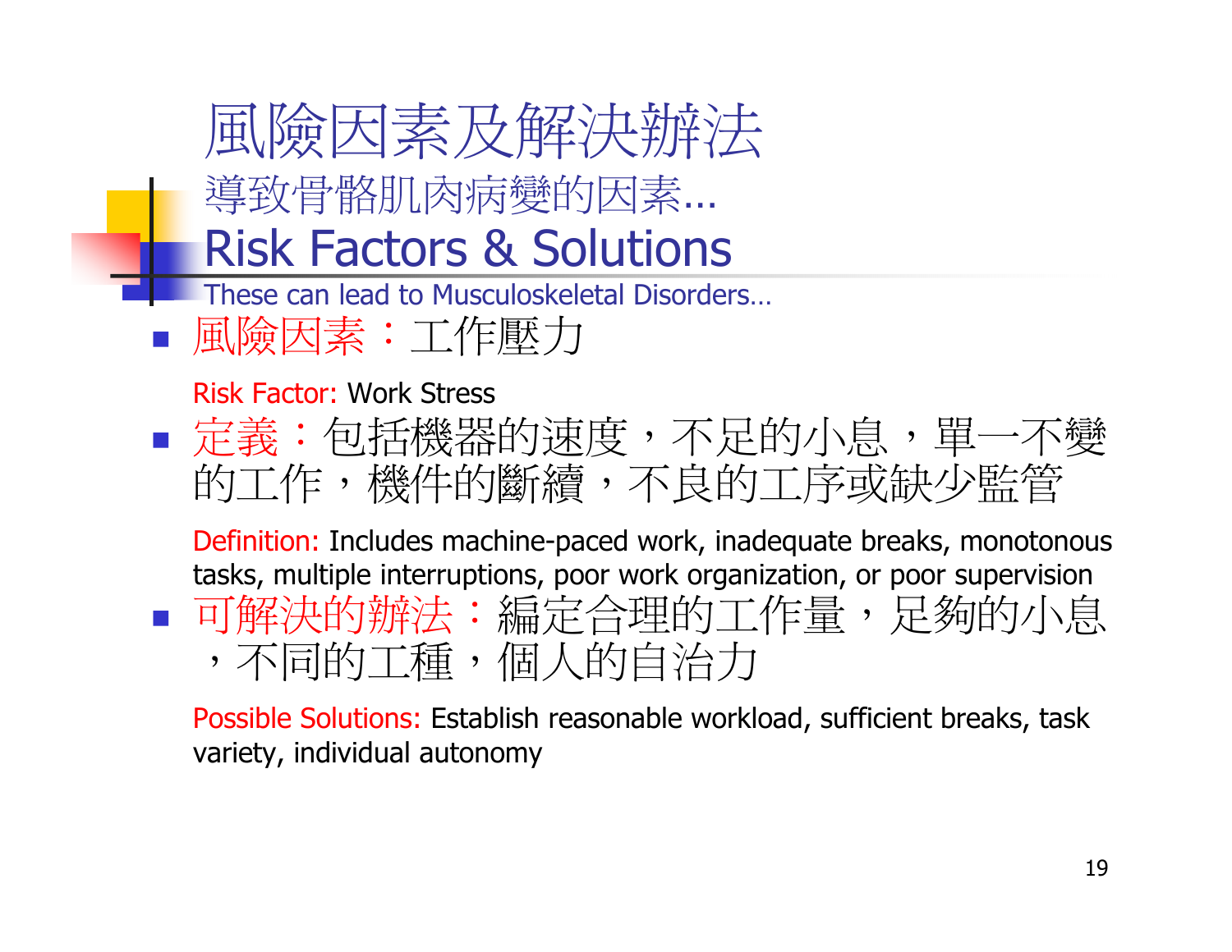# 風險因素及解決辦法

導致骨骼肌肉病變的因素...

# Risk Factors & Solutions

These can lead to Musculoskeletal Disorders...

- 風險因素：工作壓力

  Risk Factor: Work Stress

- 定義：包括機器的速度，不足的小息，單一不變的工作，機件的斷續，不良的工序或缺少監管

  Definition: Includes machine-paced work, inadequate breaks, monotonous tasks, multiple interruptions, poor work organization, or poor supervision

- 可解決的辦法：編定合理的工作量，足夠的小息，不同的工種，個人的自治力

  Possible Solutions: Establish reasonable workload, sufficient breaks, task variety, individual autonomy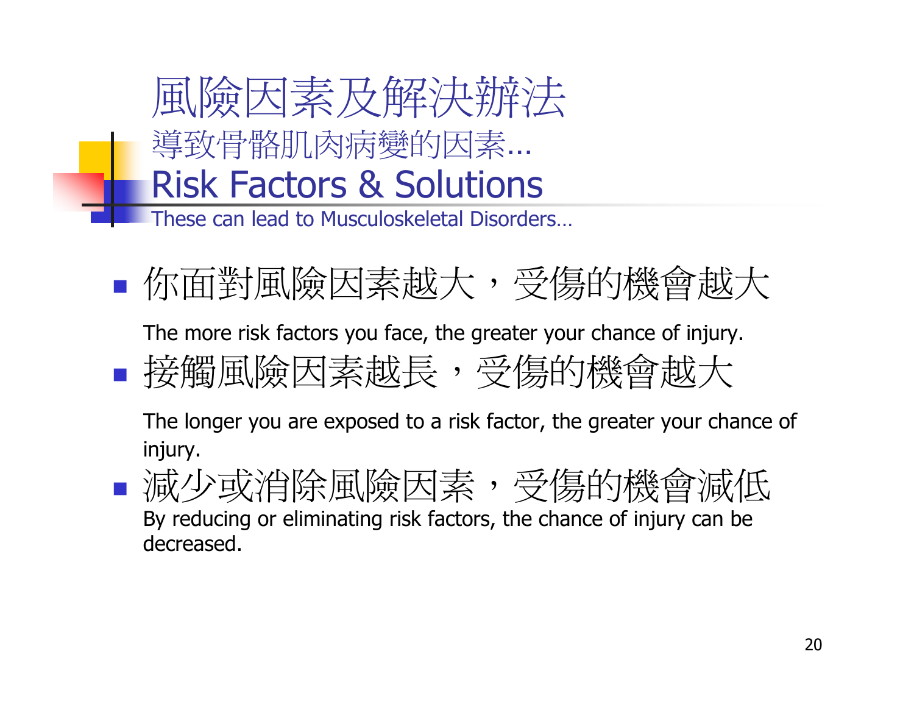# 風險因素及解決辦法

導致骨骼肌肉病變的因素...

# Risk Factors & Solutions

These can lead to Musculoskeletal Disorders…

- 你面對風險因素越大，受傷的機會越大

  The more risk factors you face, the greater your chance of injury.

- 接觸風險因素越長，受傷的機會越大

  The longer you are exposed to a risk factor, the greater your chance of injury.

- 減少或消除風險因素，受傷的機會減低

  By reducing or eliminating risk factors, the chance of injury can be decreased.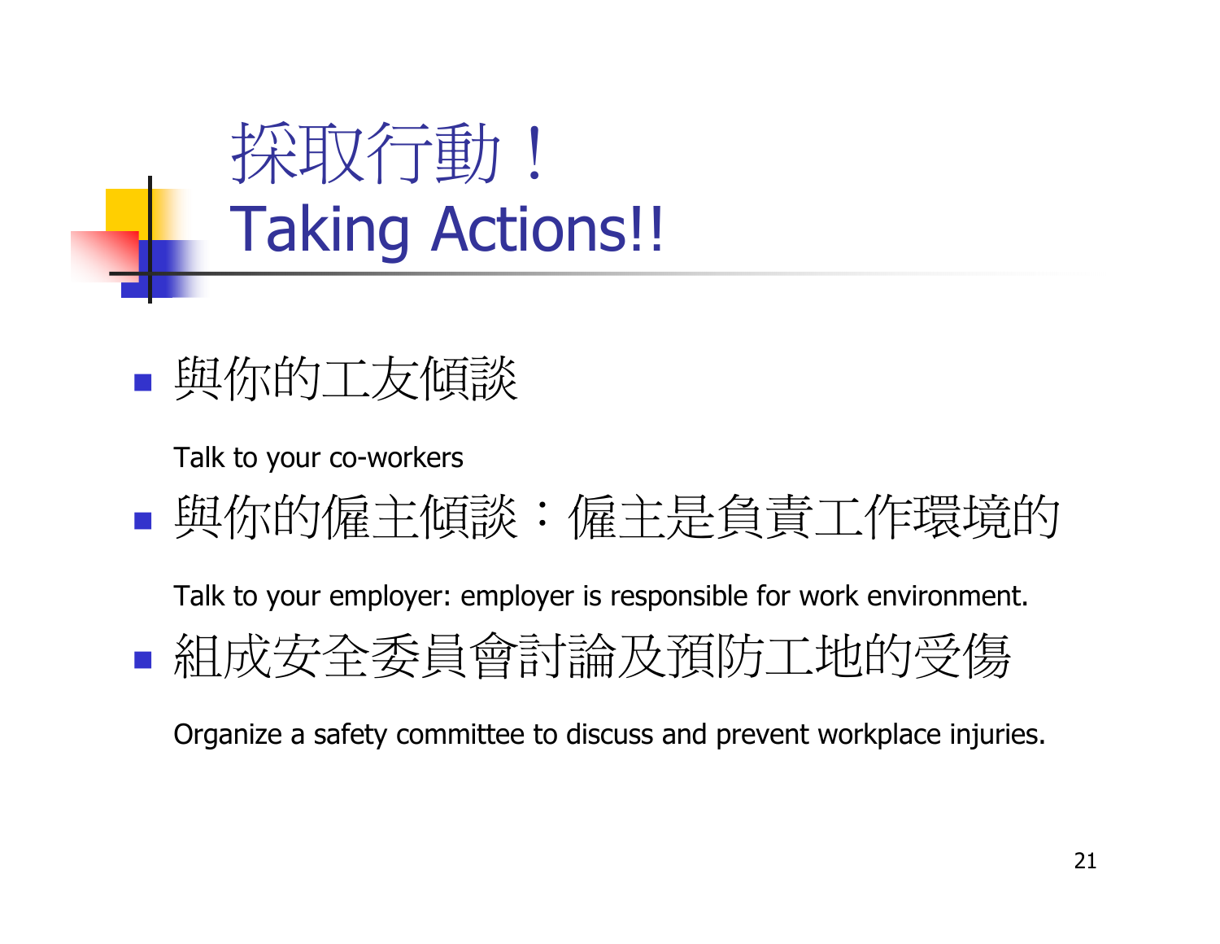# 採取行動！
# Taking Actions!!

- 與你的工友傾談

  Talk to your co-workers

- 與你的僱主傾談：僱主是負責工作環境的

  Talk to your employer: employer is responsible for work environment.

- 組成安全委員會討論及預防工地的受傷

  Organize a safety committee to discuss and prevent workplace injuries.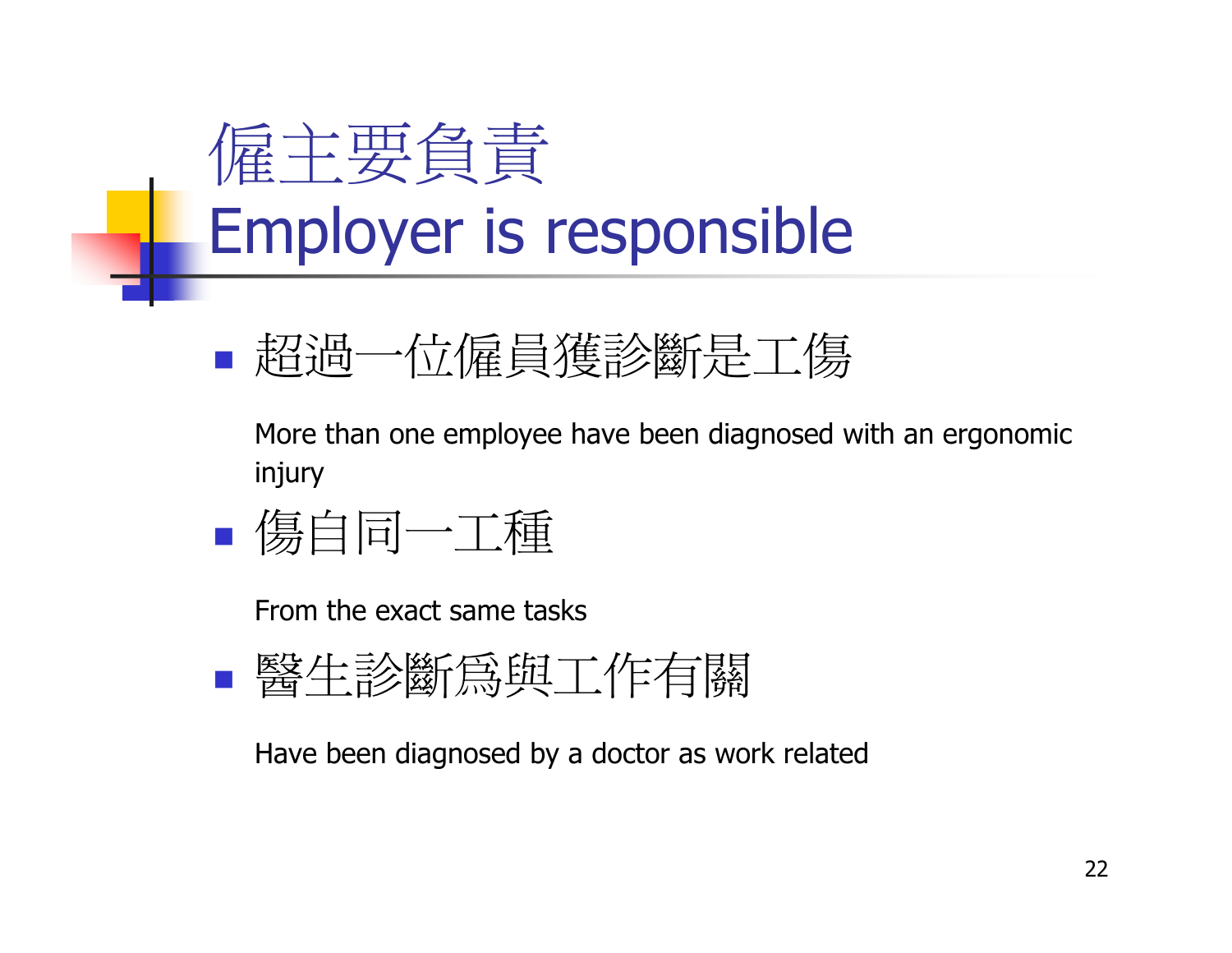# 僱主要負責
# Employer is responsible

- 超過一位僱員獲診斷是工傷

  More than one employee have been diagnosed with an ergonomic injury

- 傷自同一工種

  From the exact same tasks

- 醫生診斷爲與工作有關

  Have been diagnosed by a doctor as work related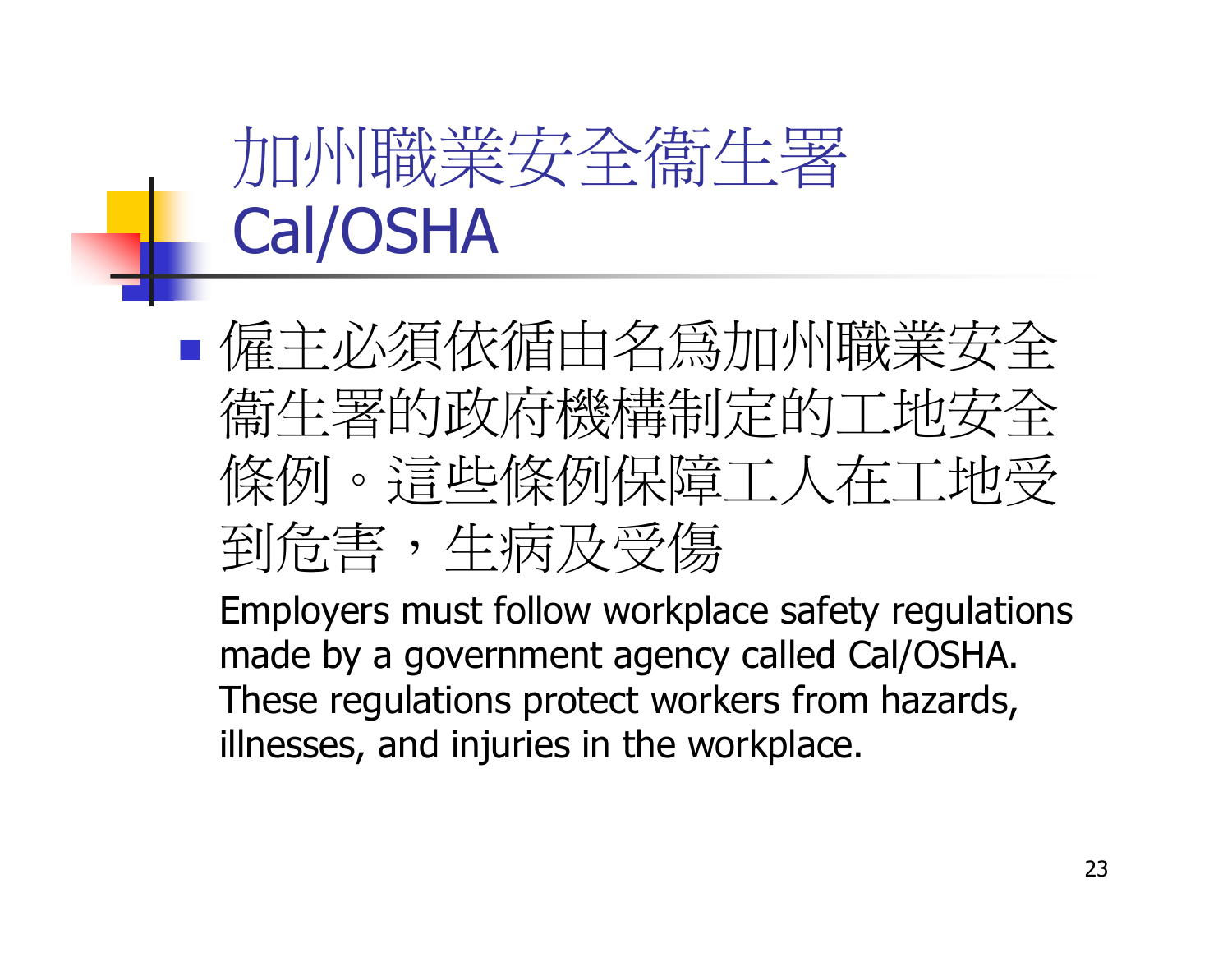# 加州職業安全衛生署
# Cal/OSHA

- 僱主必須依循由名爲加州職業安全衛生署的政府機構制定的工地安全條例。這些條例保障工人在工地受到危害，生病及受傷

  Employers must follow workplace safety regulations made by a government agency called Cal/OSHA. These regulations protect workers from hazards, illnesses, and injuries in the workplace.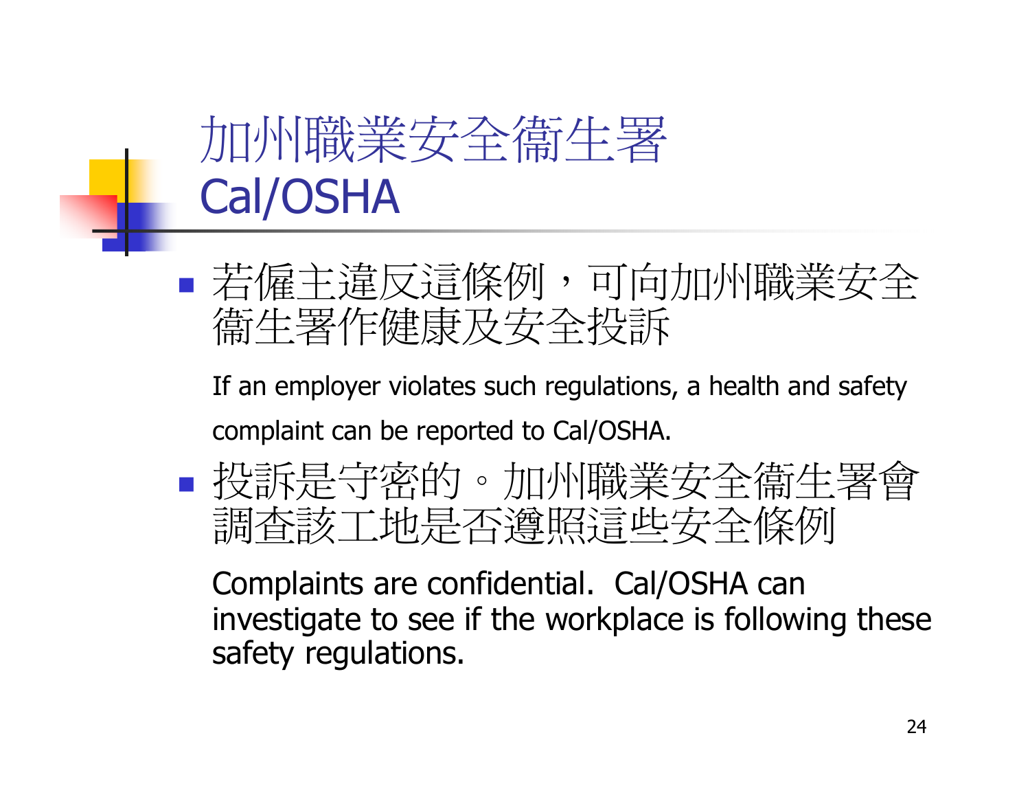# 加州職業安全衛生署
# Cal/OSHA

- 若僱主違反這條例，可向加州職業安全衛生署作健康及安全投訴

  If an employer violates such regulations, a health and safety complaint can be reported to Cal/OSHA.

- 投訴是守密的。加州職業安全衛生署會調查該工地是否遵照這些安全條例

  Complaints are confidential. Cal/OSHA can investigate to see if the workplace is following these safety regulations.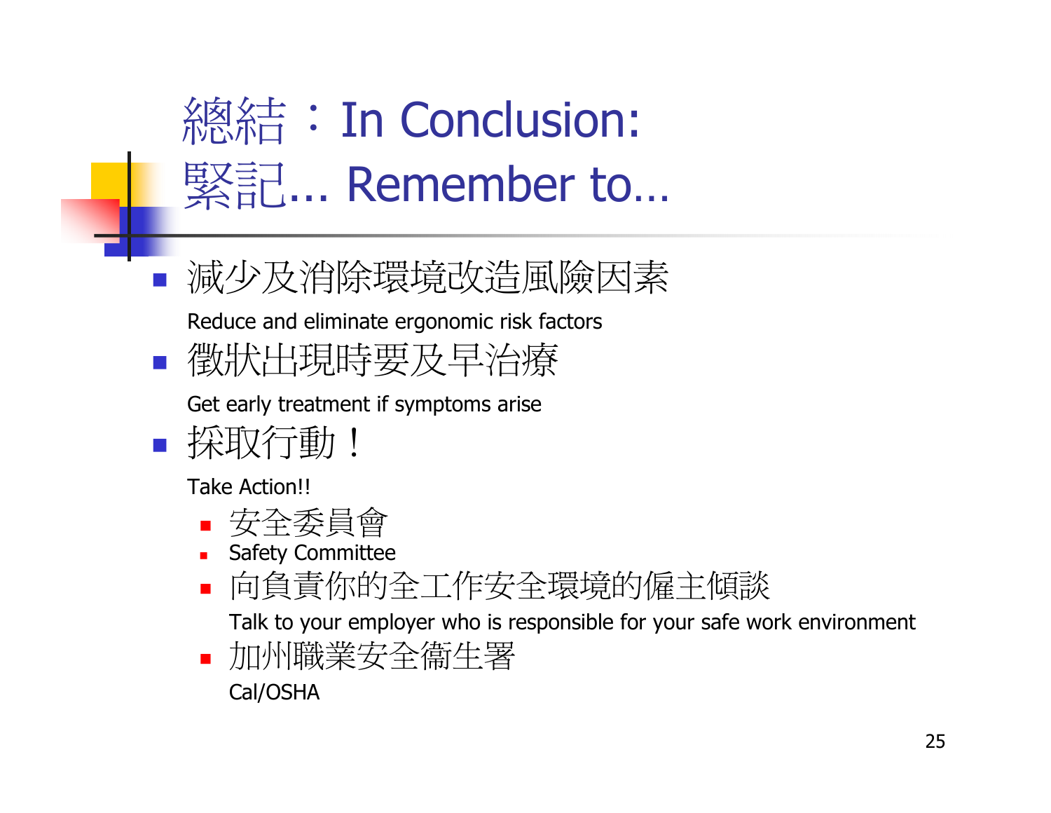# 總結：In Conclusion:
# 緊記... Remember to…

- 減少及消除環境改造風險因素
  
  Reduce and eliminate ergonomic risk factors
- 徵狀出現時要及早治療
  
  Get early treatment if symptoms arise
- 採取行動！
  
  Take Action!!
  - 安全委員會
  - Safety Committee
  - 向負責你的全工作安全環境的僱主傾談
    
    Talk to your employer who is responsible for your safe work environment
  - 加州職業安全衞生署
    
    Cal/OSHA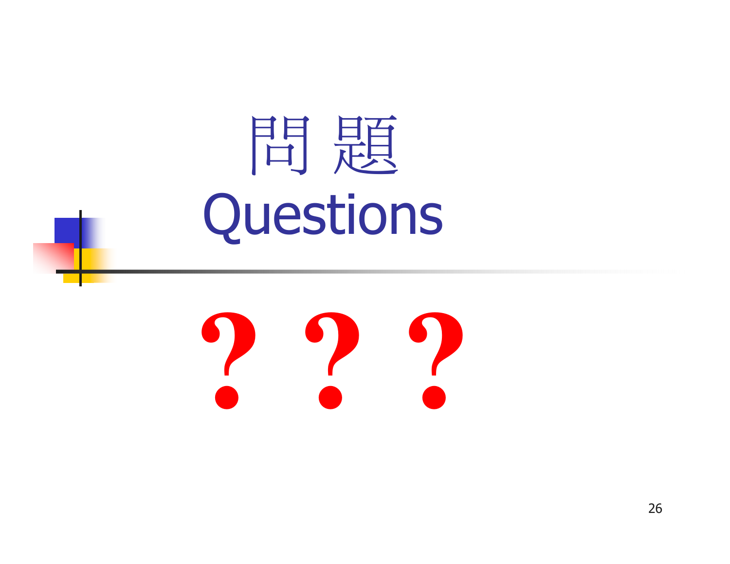# 問 題
# Questions

? ? ?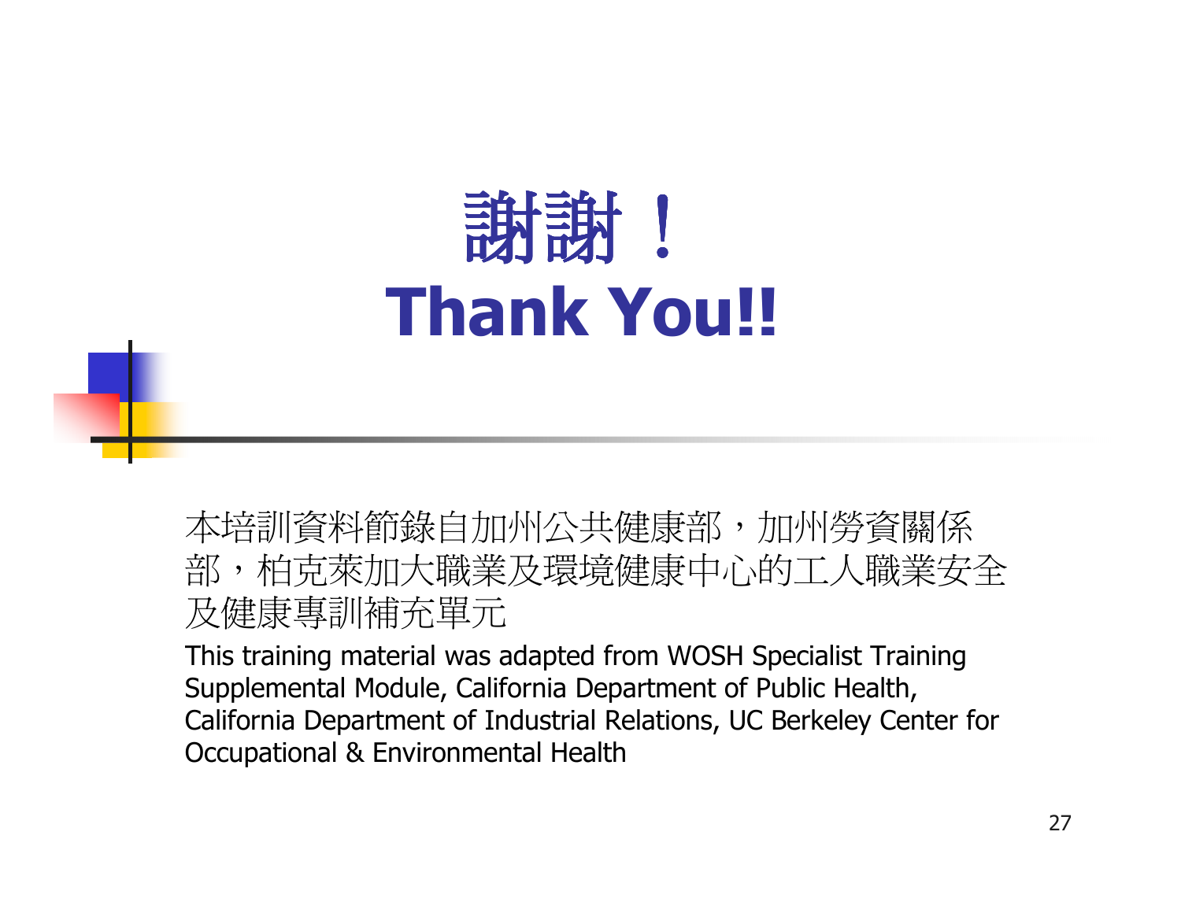# 謝謝！
# Thank You!!

本培訓資料節錄自加州公共健康部，加州勞資關係部，柏克萊加大職業及環境健康中心的工人職業安全及健康專訓補充單元

This training material was adapted from WOSH Specialist Training Supplemental Module, California Department of Public Health, California Department of Industrial Relations, UC Berkeley Center for Occupational & Environmental Health